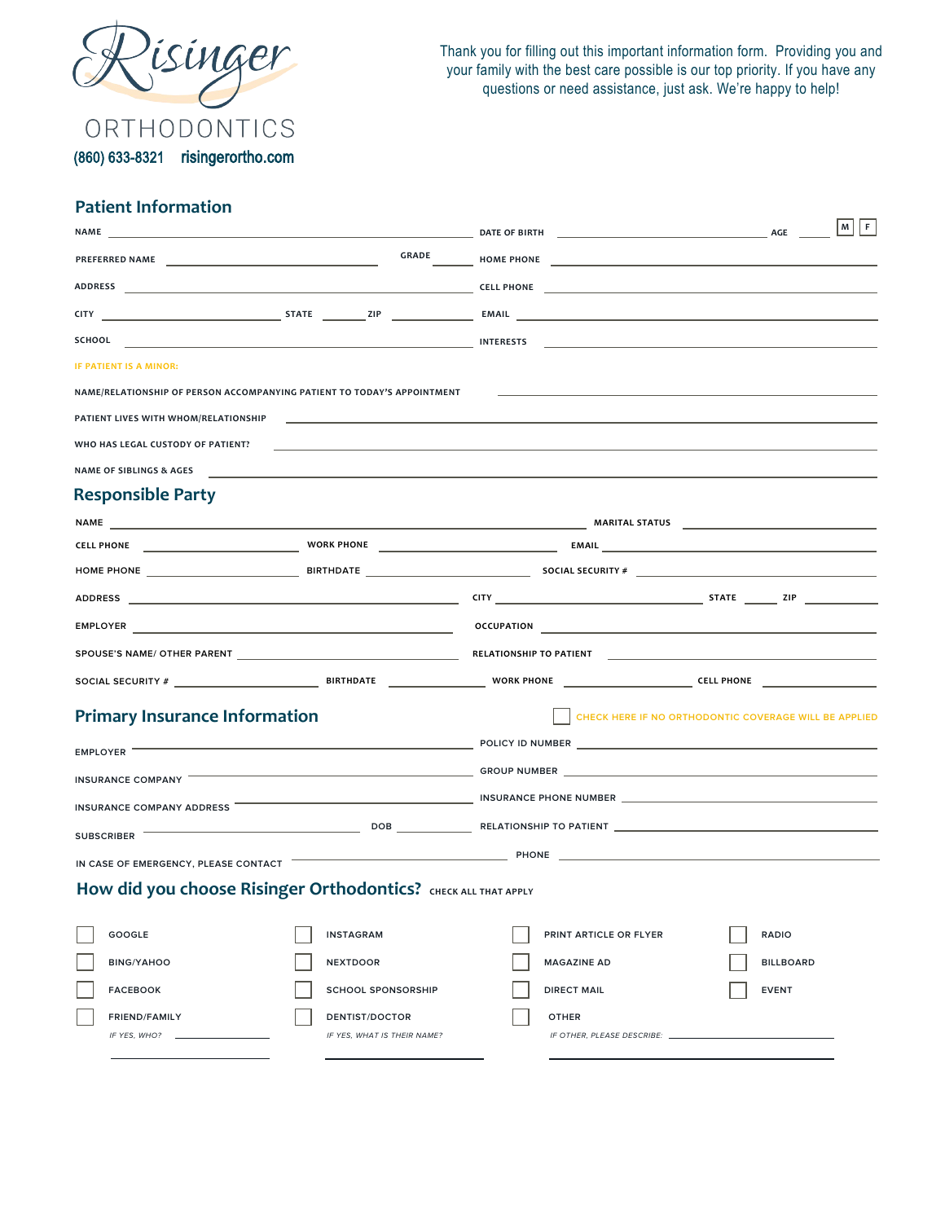Risinger

ORTHODONTICS

(860) 633-8321 risingerortho.com

Thank you for filling out this important information form. Providing you and your family with the best care possible is our top priority. If you have any questions or need assistance, just ask. We're happy to help!

## Patient Information

NAME ______________________ DATE OF BIRTH ______________ AGE ______ ☐ M ☐ F

PREFERRED NAME ______________ GRADE ______ HOME PHONE ______________________

ADDRESS ______________________ CELL PHONE ______________________

CITY ______________ STATE ______ ZIP ______ EMAIL ______________________

SCHOOL ______________________ INTERESTS ______________________

IF PATIENT IS A MINOR:

NAME/RELATIONSHIP OF PERSON ACCOMPANYING PATIENT TO TODAY'S APPOINTMENT ______________________

PATIENT LIVES WITH WHOM/RELATIONSHIP ______________________

WHO HAS LEGAL CUSTODY OF PATIENT? ______________________

NAME OF SIBLINGS & AGES ______________________

## Responsible Party

NAME ______________________ MARITAL STATUS ______________

CELL PHONE ______________ WORK PHONE ______________ EMAIL ______________

HOME PHONE ______________ BIRTHDATE ______________ SOCIAL SECURITY # ______________

ADDRESS ______________________ CITY ______________ STATE ______ ZIP ______

EMPLOYER ______________________ OCCUPATION ______________________

SPOUSE'S NAME/ OTHER PARENT ______________________ RELATIONSHIP TO PATIENT ______________

SOCIAL SECURITY # ______________ BIRTHDATE ______________ WORK PHONE ______________ CELL PHONE ______________

## Primary Insurance Information

☐ CHECK HERE IF NO ORTHODONTIC COVERAGE WILL BE APPLIED

EMPLOYER ______________________ POLICY ID NUMBER ______________________

INSURANCE COMPANY ______________________ GROUP NUMBER ______________________

INSURANCE COMPANY ADDRESS ______________________ INSURANCE PHONE NUMBER ______________________

SUBSCRIBER ______________ DOB ______________ RELATIONSHIP TO PATIENT ______________________

IN CASE OF EMERGENCY, PLEASE CONTACT ______________________ PHONE ______________________

## How did you choose Risinger Orthodontics? CHECK ALL THAT APPLY

- ☐ GOOGLE
- ☐ BING/YAHOO
- ☐ FACEBOOK
- ☐ FRIEND/FAMILY
  - *IF YES, WHO?* ______________________
- ☐ INSTAGRAM
- ☐ NEXTDOOR
- ☐ SCHOOL SPONSORSHIP
- ☐ DENTIST/DOCTOR
  - *IF YES, WHAT IS THEIR NAME?* ______________________
- ☐ PRINT ARTICLE OR FLYER
- ☐ MAGAZINE AD
- ☐ DIRECT MAIL
- ☐ OTHER
  - *IF OTHER, PLEASE DESCRIBE:* ______________________
- ☐ RADIO
- ☐ BILLBOARD
- ☐ EVENT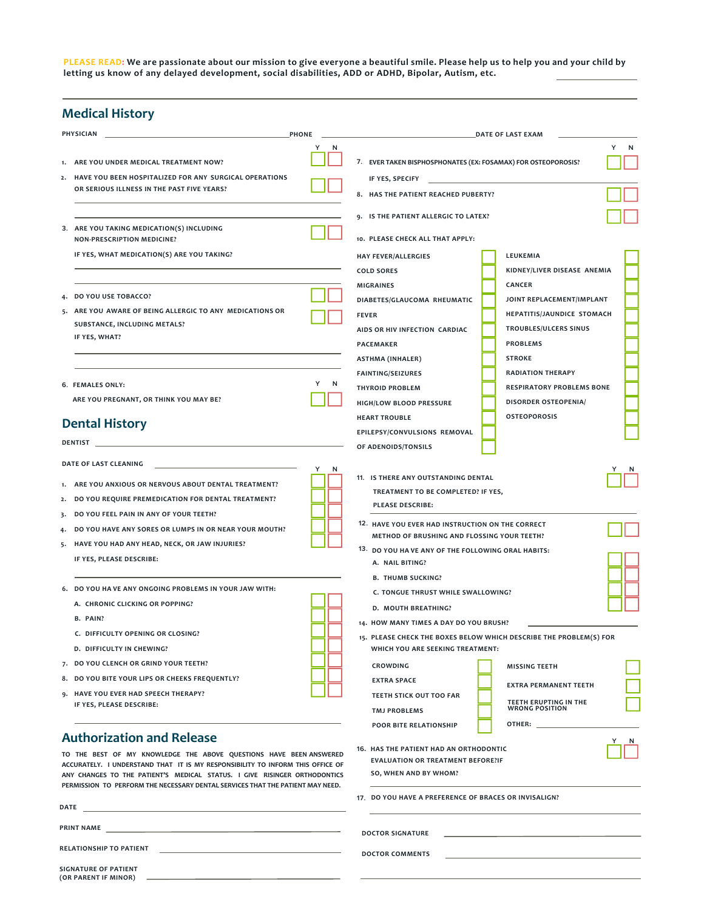**PLEASE READ:** We are passionate about our mission to give everyone a beautiful smile. Please help us to help you and your child by letting us know of any delayed development, social disabilities, ADD or ADHD, Bipolar, Autism, etc.

## Medical History

PHYSICIAN ______________________ PHONE ______________________ DATE OF LAST EXAM ______________

| | Y | N |
|---|---|---|
| 1. ARE YOU UNDER MEDICAL TREATMENT NOW? | ☐ | ☐ |
| 2. HAVE YOU BEEN HOSPITALIZED FOR ANY SURGICAL OPERATIONS OR SERIOUS ILLNESS IN THE PAST FIVE YEARS? | ☐ | ☐ |
| 3. ARE YOU TAKING MEDICATION(S) INCLUDING NON-PRESCRIPTION MEDICINE? | ☐ | ☐ |
| 4. DO YOU USE TOBACCO? | ☐ | ☐ |
| 5. ARE YOU AWARE OF BEING ALLERGIC TO ANY MEDICATIONS OR SUBSTANCE, INCLUDING METALS? | ☐ | ☐ |

IF YES, WHAT MEDICATION(S) ARE YOU TAKING? ______________________

IF YES, WHAT? ______________________

6. FEMALES ONLY:

| | Y | N |
|---|---|---|
| ARE YOU PREGNANT, OR THINK YOU MAY BE? | ☐ | ☐ |

| | Y | N |
|---|---|---|
| 7. EVER TAKEN BISPHOSPHONATES (EX: FOSAMAX) FOR OSTEOPOROSIS? | ☐ | ☐ |
| 8. HAS THE PATIENT REACHED PUBERTY? | ☐ | ☐ |
| 9. IS THE PATIENT ALLERGIC TO LATEX? | ☐ | ☐ |

IF YES, SPECIFY ______________________

10. PLEASE CHECK ALL THAT APPLY:

- ☐ HAY FEVER/ALLERGIES
- ☐ COLD SORES
- ☐ MIGRAINES
- ☐ DIABETES/GLAUCOMA RHEUMATIC
- ☐ FEVER
- ☐ AIDS OR HIV INFECTION CARDIAC
- ☐ PACEMAKER
- ☐ ASTHMA (INHALER)
- ☐ FAINTING/SEIZURES
- ☐ THYROID PROBLEM
- ☐ HIGH/LOW BLOOD PRESSURE
- ☐ HEART TROUBLE
- ☐ EPILEPSY/CONVULSIONS REMOVAL
- ☐ OF ADENOIDS/TONSILS
- ☐ LEUKEMIA
- ☐ KIDNEY/LIVER DISEASE ANEMIA
- ☐ CANCER
- ☐ JOINT REPLACEMENT/IMPLANT
- ☐ HEPATITIS/JAUNDICE STOMACH
- ☐ TROUBLES/ULCERS SINUS
- ☐ PROBLEMS
- ☐ STROKE
- ☐ RADIATION THERAPY
- ☐ RESPIRATORY PROBLEMS BONE
- ☐ DISORDER OSTEOPENIA/
- ☐ OSTEOPOROSIS

## Dental History

DENTIST ______________________

DATE OF LAST CLEANING ______________________

| | Y | N |
|---|---|---|
| 1. ARE YOU ANXIOUS OR NERVOUS ABOUT DENTAL TREATMENT? | ☐ | ☐ |
| 2. DO YOU REQUIRE PREMEDICATION FOR DENTAL TREATMENT? | ☐ | ☐ |
| 3. DO YOU FEEL PAIN IN ANY OF YOUR TEETH? | ☐ | ☐ |
| 4. DO YOU HAVE ANY SORES OR LUMPS IN OR NEAR YOUR MOUTH? | ☐ | ☐ |
| 5. HAVE YOU HAD ANY HEAD, NECK, OR JAW INJURIES? | ☐ | ☐ |

IF YES, PLEASE DESCRIBE: ______________________

6. DO YOU HAVE ANY ONGOING PROBLEMS IN YOUR JAW WITH:

| | Y | N |
|---|---|---|
| A. CHRONIC CLICKING OR POPPING? | ☐ | ☐ |
| B. PAIN? | ☐ | ☐ |
| C. DIFFICULTY OPENING OR CLOSING? | ☐ | ☐ |
| D. DIFFICULTY IN CHEWING? | ☐ | ☐ |
| 7. DO YOU CLENCH OR GRIND YOUR TEETH? | ☐ | ☐ |
| 8. DO YOU BITE YOUR LIPS OR CHEEKS FREQUENTLY? | ☐ | ☐ |
| 9. HAVE YOU EVER HAD SPEECH THERAPY? | ☐ | ☐ |

IF YES, PLEASE DESCRIBE: ______________________

| | Y | N |
|---|---|---|
| 11. IS THERE ANY OUTSTANDING DENTAL TREATMENT TO BE COMPLETED? IF YES, PLEASE DESCRIBE: | ☐ | ☐ |
| 12. HAVE YOU EVER HAD INSTRUCTION ON THE CORRECT METHOD OF BRUSHING AND FLOSSING YOUR TEETH? | ☐ | ☐ |

13. DO YOU HAVE ANY OF THE FOLLOWING ORAL HABITS:

| | Y | N |
|---|---|---|
| A. NAIL BITING? | ☐ | ☐ |
| B. THUMB SUCKING? | ☐ | ☐ |
| C. TONGUE THRUST WHILE SWALLOWING? | ☐ | ☐ |
| D. MOUTH BREATHING? | ☐ | ☐ |

14. HOW MANY TIMES A DAY DO YOU BRUSH? ______________

15. PLEASE CHECK THE BOXES BELOW WHICH DESCRIBE THE PROBLEM(S) FOR WHICH YOU ARE SEEKING TREATMENT:

- ☐ CROWDING
- ☐ EXTRA SPACE
- ☐ TEETH STICK OUT TOO FAR
- ☐ TMJ PROBLEMS
- ☐ POOR BITE RELATIONSHIP
- ☐ MISSING TEETH
- ☐ EXTRA PERMANENT TEETH
- ☐ TEETH ERUPTING IN THE WRONG POSITION
- OTHER: ______________

| | Y | N |
|---|---|---|
| 16. HAS THE PATIENT HAD AN ORTHODONTIC EVALUATION OR TREATMENT BEFORE?IF SO, WHEN AND BY WHOM? | ☐ | ☐ |

17. DO YOU HAVE A PREFERENCE OF BRACES OR INVISALIGN? ______________________

## Authorization and Release

TO THE BEST OF MY KNOWLEDGE THE ABOVE QUESTIONS HAVE BEEN ANSWERED ACCURATELY. I UNDERSTAND THAT IT IS MY RESPONSIBILITY TO INFORM THIS OFFICE OF ANY CHANGES TO THE PATIENT'S MEDICAL STATUS. I GIVE RISINGER ORTHODONTICS PERMISSION TO PERFORM THE NECESSARY DENTAL SERVICES THAT THE PATIENT MAY NEED.

DATE ______________________

PRINT NAME ______________________

RELATIONSHIP TO PATIENT ______________________

SIGNATURE OF PATIENT (OR PARENT IF MINOR) ______________________

DOCTOR SIGNATURE ______________________

DOCTOR COMMENTS ______________________